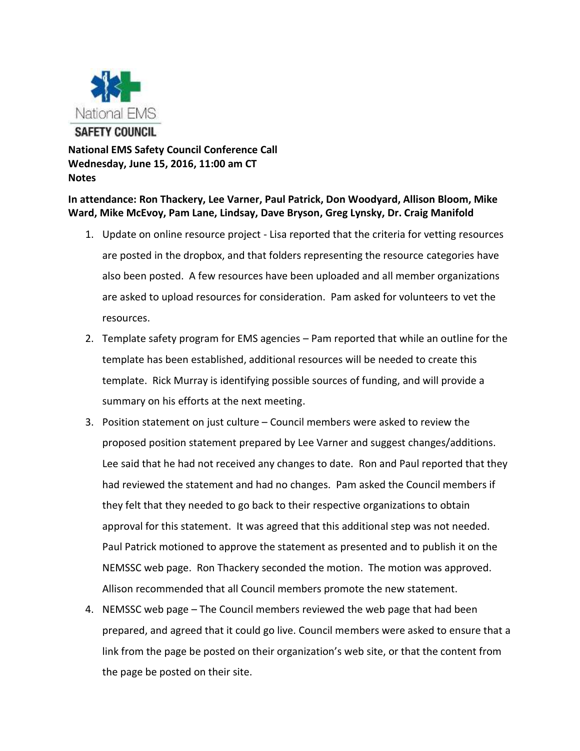National EMS
SAFETY COUNCIL

**National EMS Safety Council Conference Call**
**Wednesday, June 15, 2016, 11:00 am CT**
**Notes**

**In attendance: Ron Thackery, Lee Varner, Paul Patrick, Don Woodyard, Allison Bloom, Mike Ward, Mike McEvoy, Pam Lane, Lindsay, Dave Bryson, Greg Lynsky, Dr. Craig Manifold**

1. Update on online resource project - Lisa reported that the criteria for vetting resources are posted in the dropbox, and that folders representing the resource categories have also been posted. A few resources have been uploaded and all member organizations are asked to upload resources for consideration. Pam asked for volunteers to vet the resources.
2. Template safety program for EMS agencies – Pam reported that while an outline for the template has been established, additional resources will be needed to create this template. Rick Murray is identifying possible sources of funding, and will provide a summary on his efforts at the next meeting.
3. Position statement on just culture – Council members were asked to review the proposed position statement prepared by Lee Varner and suggest changes/additions. Lee said that he had not received any changes to date. Ron and Paul reported that they had reviewed the statement and had no changes. Pam asked the Council members if they felt that they needed to go back to their respective organizations to obtain approval for this statement. It was agreed that this additional step was not needed. Paul Patrick motioned to approve the statement as presented and to publish it on the NEMSSC web page. Ron Thackery seconded the motion. The motion was approved. Allison recommended that all Council members promote the new statement.
4. NEMSSC web page – The Council members reviewed the web page that had been prepared, and agreed that it could go live. Council members were asked to ensure that a link from the page be posted on their organization's web site, or that the content from the page be posted on their site.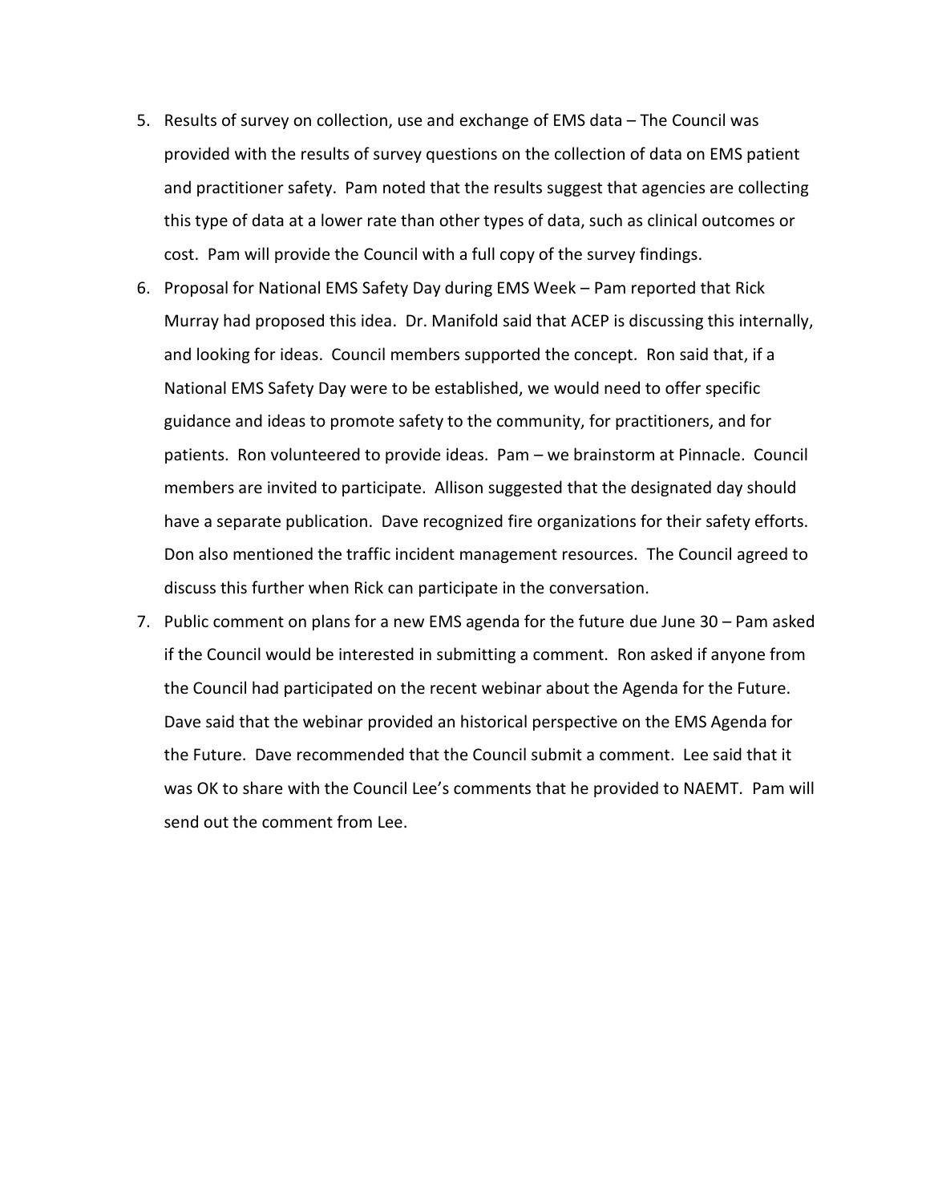5. Results of survey on collection, use and exchange of EMS data – The Council was provided with the results of survey questions on the collection of data on EMS patient and practitioner safety. Pam noted that the results suggest that agencies are collecting this type of data at a lower rate than other types of data, such as clinical outcomes or cost. Pam will provide the Council with a full copy of the survey findings.
6. Proposal for National EMS Safety Day during EMS Week – Pam reported that Rick Murray had proposed this idea. Dr. Manifold said that ACEP is discussing this internally, and looking for ideas. Council members supported the concept. Ron said that, if a National EMS Safety Day were to be established, we would need to offer specific guidance and ideas to promote safety to the community, for practitioners, and for patients. Ron volunteered to provide ideas. Pam – we brainstorm at Pinnacle. Council members are invited to participate. Allison suggested that the designated day should have a separate publication. Dave recognized fire organizations for their safety efforts. Don also mentioned the traffic incident management resources. The Council agreed to discuss this further when Rick can participate in the conversation.
7. Public comment on plans for a new EMS agenda for the future due June 30 – Pam asked if the Council would be interested in submitting a comment. Ron asked if anyone from the Council had participated on the recent webinar about the Agenda for the Future. Dave said that the webinar provided an historical perspective on the EMS Agenda for the Future. Dave recommended that the Council submit a comment. Lee said that it was OK to share with the Council Lee's comments that he provided to NAEMT. Pam will send out the comment from Lee.